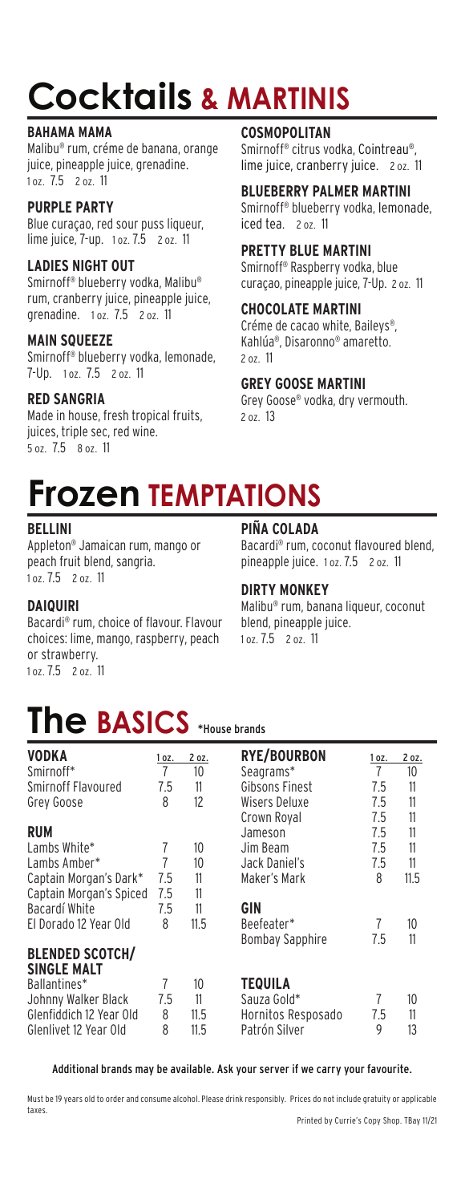# Cocktails & MARTINIS

### BAHAMA MAMA
Malibu® rum, créme de banana, orange juice, pineapple juice, grenadine.
1 oz. 7.5 2 oz. 11

### PURPLE PARTY
Blue curaçao, red sour puss liqueur, lime juice, 7-up. 1 oz. 7.5 2 oz. 11

### LADIES NIGHT OUT
Smirnoff® blueberry vodka, Malibu® rum, cranberry juice, pineapple juice, grenadine. 1 oz. 7.5 2 oz. 11

### MAIN SQUEEZE
Smirnoff® blueberry vodka, lemonade, 7-Up. 1 oz. 7.5 2 oz. 11

### RED SANGRIA
Made in house, fresh tropical fruits, juices, triple sec, red wine.
5 oz. 7.5 8 oz. 11

### COSMOPOLITAN
Smirnoff® citrus vodka, Cointreau®, lime juice, cranberry juice. 2 oz. 11

### BLUEBERRY PALMER MARTINI
Smirnoff® blueberry vodka, lemonade, iced tea. 2 oz. 11

### PRETTY BLUE MARTINI
Smirnoff® Raspberry vodka, blue curaçao, pineapple juice, 7-Up. 2 oz. 11

### CHOCOLATE MARTINI
Créme de cacao white, Baileys®, Kahlúa®, Disaronno® amaretto.
2 oz. 11

### GREY GOOSE MARTINI
Grey Goose® vodka, dry vermouth.
2 oz. 13

# Frozen TEMPTATIONS

### BELLINI
Appleton® Jamaican rum, mango or peach fruit blend, sangria.
1 oz. 7.5 2 oz. 11

### DAIQUIRI
Bacardi® rum, choice of flavour. Flavour choices: lime, mango, raspberry, peach or strawberry.
1 oz. 7.5 2 oz. 11

### PIÑA COLADA
Bacardi® rum, coconut flavoured blend, pineapple juice. 1 oz. 7.5 2 oz. 11

### DIRTY MONKEY
Malibu® rum, banana liqueur, coconut blend, pineapple juice.
1 oz. 7.5 2 oz. 11

# The BASICS *House brands

| VODKA | 1 oz. | 2 oz. |
|---|---|---|
| Smirnoff* | 7 | 10 |
| Smirnoff Flavoured | 7.5 | 11 |
| Grey Goose | 8 | 12 |
| **RUM** | | |
| Lambs White* | 7 | 10 |
| Lambs Amber* | 7 | 10 |
| Captain Morgan's Dark* | 7.5 | 11 |
| Captain Morgan's Spiced | 7.5 | 11 |
| Bacardí White | 7.5 | 11 |
| El Dorado 12 Year Old | 8 | 11.5 |
| **BLENDED SCOTCH/ SINGLE MALT** | | |
| Ballantines* | 7 | 10 |
| Johnny Walker Black | 7.5 | 11 |
| Glenfiddich 12 Year Old | 8 | 11.5 |
| Glenlivet 12 Year Old | 8 | 11.5 |

| RYE/BOURBON | 1 oz. | 2 oz. |
|---|---|---|
| Seagrams* | 7 | 10 |
| Gibsons Finest | 7.5 | 11 |
| Wisers Deluxe | 7.5 | 11 |
| Crown Royal | 7.5 | 11 |
| Jameson | 7.5 | 11 |
| Jim Beam | 7.5 | 11 |
| Jack Daniel's | 7.5 | 11 |
| Maker's Mark | 8 | 11.5 |
| **GIN** | | |
| Beefeater* | 7 | 10 |
| Bombay Sapphire | 7.5 | 11 |
| **TEQUILA** | | |
| Sauza Gold* | 7 | 10 |
| Hornitos Resposado | 7.5 | 11 |
| Patrón Silver | 9 | 13 |

**Additional brands may be available. Ask your server if we carry your favourite.**

Must be 19 years old to order and consume alcohol. Please drink responsibly. Prices do not include gratuity or applicable taxes.

Printed by Currie's Copy Shop. TBay 11/21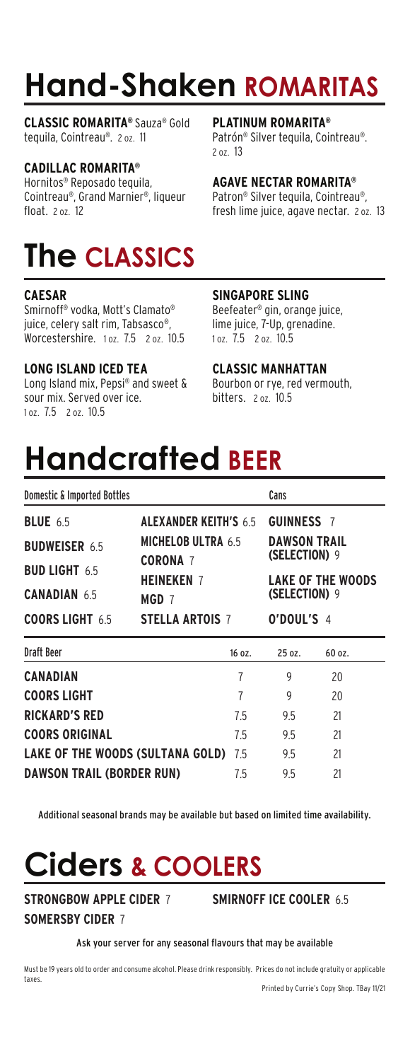# Hand-Shaken ROMARITAS

**CLASSIC ROMARITA®** Sauza® Gold tequila, Cointreau®. 2 oz. 11

**CADILLAC ROMARITA®**
Hornitos® Reposado tequila, Cointreau®, Grand Marnier®, liqueur float. 2 oz. 12

**PLATINUM ROMARITA®**
Patrón® Silver tequila, Cointreau®. 2 oz. 13

**AGAVE NECTAR ROMARITA®**
Patron® Silver tequila, Cointreau®, fresh lime juice, agave nectar. 2 oz. 13

# The CLASSICS

**CAESAR**
Smirnoff® vodka, Mott's Clamato® juice, celery salt rim, Tabsasco®, Worcestershire. 1 oz. 7.5 2 oz. 10.5

**LONG ISLAND ICED TEA**
Long Island mix, Pepsi® and sweet & sour mix. Served over ice.
1 oz. 7.5 2 oz. 10.5

**SINGAPORE SLING**
Beefeater® gin, orange juice, lime juice, 7-Up, grenadine.
1 oz. 7.5 2 oz. 10.5

**CLASSIC MANHATTAN**
Bourbon or rye, red vermouth, bitters. 2 oz. 10.5

# Handcrafted BEER

**Domestic & Imported Bottles**

- **BLUE** 6.5
- **BUDWEISER** 6.5
- **BUD LIGHT** 6.5
- **CANADIAN** 6.5
- **COORS LIGHT** 6.5
- **ALEXANDER KEITH'S** 6.5
- **MICHELOB ULTRA** 6.5
- **CORONA** 7
- **HEINEKEN** 7
- **MGD** 7
- **STELLA ARTOIS** 7

**Cans**

- **GUINNESS** 7
- **DAWSON TRAIL (SELECTION)** 9
- **LAKE OF THE WOODS (SELECTION)** 9
- **O'DOUL'S** 4

| Draft Beer | 16 oz. | 25 oz. | 60 oz. |
|---|---|---|---|
| CANADIAN | 7 | 9 | 20 |
| COORS LIGHT | 7 | 9 | 20 |
| RICKARD'S RED | 7.5 | 9.5 | 21 |
| COORS ORIGINAL | 7.5 | 9.5 | 21 |
| LAKE OF THE WOODS (SULTANA GOLD) | 7.5 | 9.5 | 21 |
| DAWSON TRAIL (BORDER RUN) | 7.5 | 9.5 | 21 |

Additional seasonal brands may be available but based on limited time availability.

# Ciders & COOLERS

**STRONGBOW APPLE CIDER** 7

**SOMERSBY CIDER** 7

**SMIRNOFF ICE COOLER** 6.5

Ask your server for any seasonal flavours that may be available

Must be 19 years old to order and consume alcohol. Please drink responsibly. Prices do not include gratuity or applicable taxes.

Printed by Currie's Copy Shop. TBay 11/21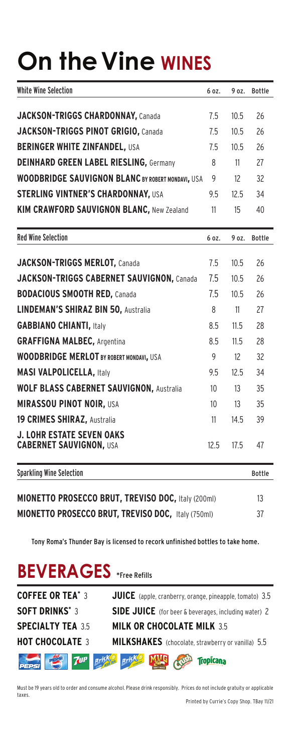# On the Vine WINES

| White Wine Selection | 6 oz. | 9 oz. | Bottle |
|---|---|---|---|
| **JACKSON-TRIGGS CHARDONNAY,** Canada | 7.5 | 10.5 | 26 |
| **JACKSON-TRIGGS PINOT GRIGIO,** Canada | 7.5 | 10.5 | 26 |
| **BERINGER WHITE ZINFANDEL,** USA | 7.5 | 10.5 | 26 |
| **DEINHARD GREEN LABEL RIESLING,** Germany | 8 | 11 | 27 |
| **WOODBRIDGE SAUVIGNON BLANC BY ROBERT MONDAVI,** USA | 9 | 12 | 32 |
| **STERLING VINTNER'S CHARDONNAY,** USA | 9.5 | 12.5 | 34 |
| **KIM CRAWFORD SAUVIGNON BLANC,** New Zealand | 11 | 15 | 40 |

| Red Wine Selection | 6 oz. | 9 oz. | Bottle |
|---|---|---|---|
| **JACKSON-TRIGGS MERLOT,** Canada | 7.5 | 10.5 | 26 |
| **JACKSON-TRIGGS CABERNET SAUVIGNON,** Canada | 7.5 | 10.5 | 26 |
| **BODACIOUS SMOOTH RED,** Canada | 7.5 | 10.5 | 26 |
| **LINDEMAN'S SHIRAZ BIN 50,** Australia | 8 | 11 | 27 |
| **GABBIANO CHIANTI,** Italy | 8.5 | 11.5 | 28 |
| **GRAFFIGNA MALBEC,** Argentina | 8.5 | 11.5 | 28 |
| **WOODBRIDGE MERLOT BY ROBERT MONDAVI,** USA | 9 | 12 | 32 |
| **MASI VALPOLICELLA,** Italy | 9.5 | 12.5 | 34 |
| **WOLF BLASS CABERNET SAUVIGNON,** Australia | 10 | 13 | 35 |
| **MIRASSOU PINOT NOIR,** USA | 10 | 13 | 35 |
| **19 CRIMES SHIRAZ,** Australia | 11 | 14.5 | 39 |
| **J. LOHR ESTATE SEVEN OAKS CABERNET SAUVIGNON,** USA | 12.5 | 17.5 | 47 |

| Sparkling Wine Selection | Bottle |
|---|---|
| **MIONETTO PROSECCO BRUT, TREVISO DOC,** Italy (200ml) | 13 |
| **MIONETTO PROSECCO BRUT, TREVISO DOC,** Italy (750ml) | 37 |

Tony Roma's Thunder Bay is licensed to recork unfinished bottles to take home.

# BEVERAGES *Free Refills

**COFFEE OR TEA*** 3

**SOFT DRINKS*** 3

**SPECIALTY TEA** 3.5

**HOT CHOCOLATE** 3

**JUICE** (apple, cranberry, orange, pineapple, tomato) 3.5

**SIDE JUICE** (for beer & beverages, including water) 2

**MILK OR CHOCOLATE MILK** 3.5

**MILKSHAKES** (chocolate, strawberry or vanilla) 5.5

Must be 19 years old to order and consume alcohol. Please drink responsibly. Prices do not include gratuity or applicable taxes.

Printed by Currie's Copy Shop. TBay 11/21